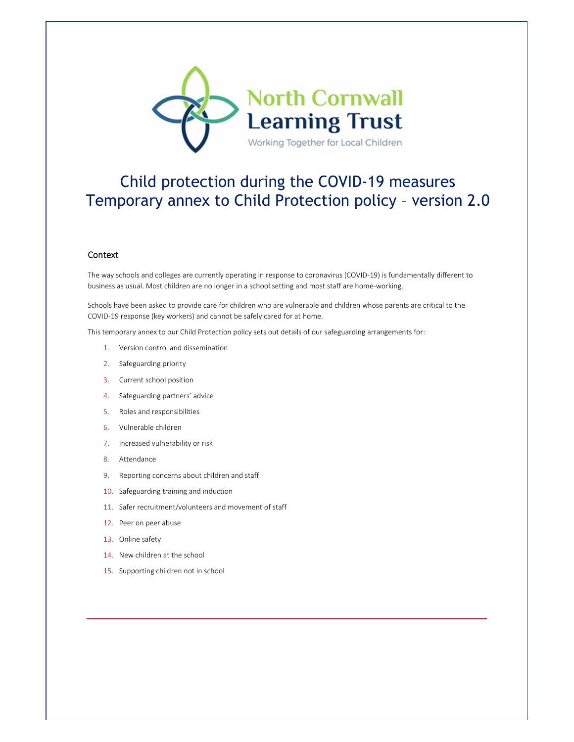North Cornwall Learning Trust

Working Together for Local Children

# Child protection during the COVID-19 measures Temporary annex to Child Protection policy – version 2.0

## Context

The way schools and colleges are currently operating in response to coronavirus (COVID-19) is fundamentally different to business as usual. Most children are no longer in a school setting and most staff are home-working.

Schools have been asked to provide care for children who are vulnerable and children whose parents are critical to the COVID-19 response (key workers) and cannot be safely cared for at home.

This temporary annex to our Child Protection policy sets out details of our safeguarding arrangements for:

1. Version control and dissemination
2. Safeguarding priority
3. Current school position
4. Safeguarding partners' advice
5. Roles and responsibilities
6. Vulnerable children
7. Increased vulnerability or risk
8. Attendance
9. Reporting concerns about children and staff
10. Safeguarding training and induction
11. Safer recruitment/volunteers and movement of staff
12. Peer on peer abuse
13. Online safety
14. New children at the school
15. Supporting children not in school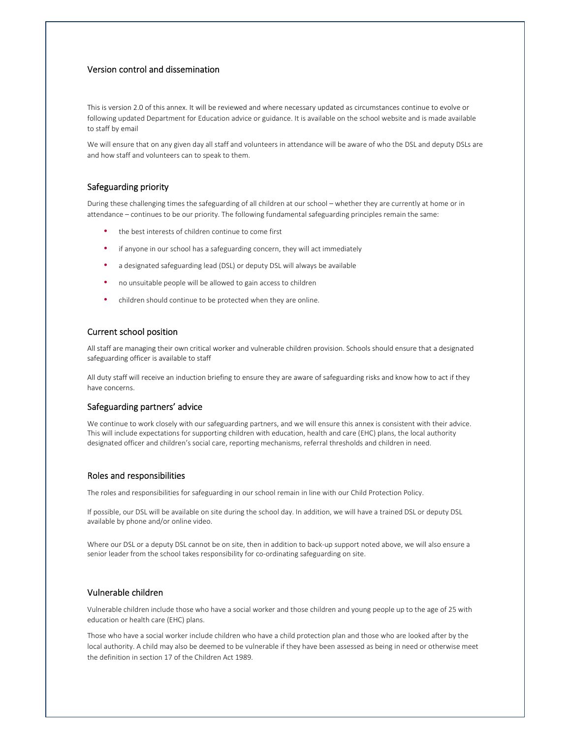## Version control and dissemination

This is version 2.0 of this annex. It will be reviewed and where necessary updated as circumstances continue to evolve or following updated Department for Education advice or guidance. It is available on the school website and is made available to staff by email

We will ensure that on any given day all staff and volunteers in attendance will be aware of who the DSL and deputy DSLs are and how staff and volunteers can to speak to them.

## Safeguarding priority

During these challenging times the safeguarding of all children at our school – whether they are currently at home or in attendance – continues to be our priority. The following fundamental safeguarding principles remain the same:

- the best interests of children continue to come first
- if anyone in our school has a safeguarding concern, they will act immediately
- a designated safeguarding lead (DSL) or deputy DSL will always be available
- no unsuitable people will be allowed to gain access to children
- children should continue to be protected when they are online.

## Current school position

All staff are managing their own critical worker and vulnerable children provision. Schools should ensure that a designated safeguarding officer is available to staff

All duty staff will receive an induction briefing to ensure they are aware of safeguarding risks and know how to act if they have concerns.

## Safeguarding partners' advice

We continue to work closely with our safeguarding partners, and we will ensure this annex is consistent with their advice. This will include expectations for supporting children with education, health and care (EHC) plans, the local authority designated officer and children's social care, reporting mechanisms, referral thresholds and children in need.

## Roles and responsibilities

The roles and responsibilities for safeguarding in our school remain in line with our Child Protection Policy.

If possible, our DSL will be available on site during the school day. In addition, we will have a trained DSL or deputy DSL available by phone and/or online video.

Where our DSL or a deputy DSL cannot be on site, then in addition to back-up support noted above, we will also ensure a senior leader from the school takes responsibility for co-ordinating safeguarding on site.

## Vulnerable children

Vulnerable children include those who have a social worker and those children and young people up to the age of 25 with education or health care (EHC) plans.

Those who have a social worker include children who have a child protection plan and those who are looked after by the local authority. A child may also be deemed to be vulnerable if they have been assessed as being in need or otherwise meet the definition in section 17 of the Children Act 1989.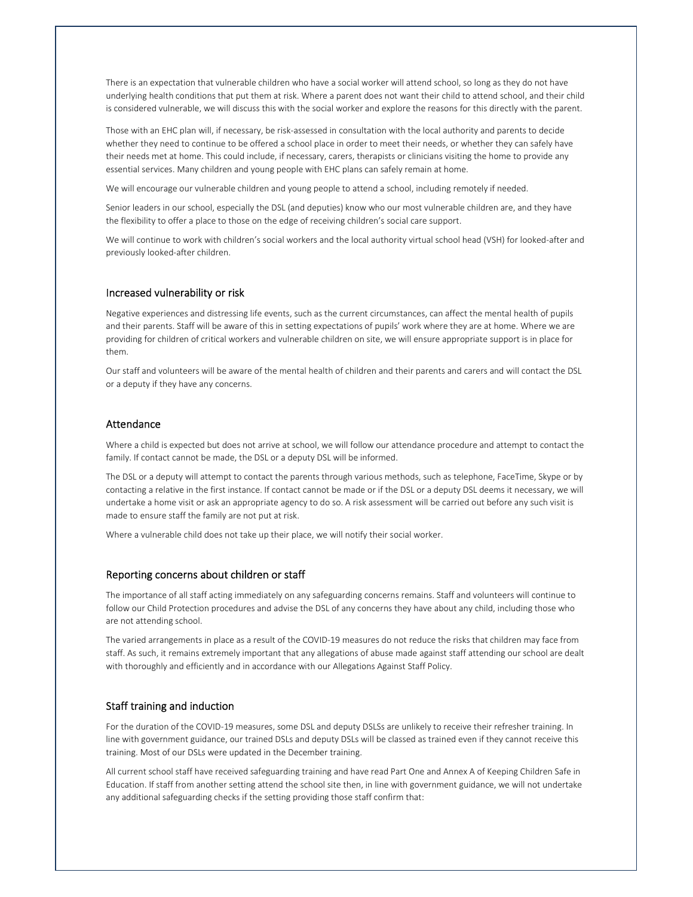There is an expectation that vulnerable children who have a social worker will attend school, so long as they do not have underlying health conditions that put them at risk. Where a parent does not want their child to attend school, and their child is considered vulnerable, we will discuss this with the social worker and explore the reasons for this directly with the parent.

Those with an EHC plan will, if necessary, be risk-assessed in consultation with the local authority and parents to decide whether they need to continue to be offered a school place in order to meet their needs, or whether they can safely have their needs met at home. This could include, if necessary, carers, therapists or clinicians visiting the home to provide any essential services. Many children and young people with EHC plans can safely remain at home.

We will encourage our vulnerable children and young people to attend a school, including remotely if needed.

Senior leaders in our school, especially the DSL (and deputies) know who our most vulnerable children are, and they have the flexibility to offer a place to those on the edge of receiving children's social care support.

We will continue to work with children's social workers and the local authority virtual school head (VSH) for looked-after and previously looked-after children.

## Increased vulnerability or risk

Negative experiences and distressing life events, such as the current circumstances, can affect the mental health of pupils and their parents. Staff will be aware of this in setting expectations of pupils' work where they are at home. Where we are providing for children of critical workers and vulnerable children on site, we will ensure appropriate support is in place for them.

Our staff and volunteers will be aware of the mental health of children and their parents and carers and will contact the DSL or a deputy if they have any concerns.

## Attendance

Where a child is expected but does not arrive at school, we will follow our attendance procedure and attempt to contact the family. If contact cannot be made, the DSL or a deputy DSL will be informed.

The DSL or a deputy will attempt to contact the parents through various methods, such as telephone, FaceTime, Skype or by contacting a relative in the first instance. If contact cannot be made or if the DSL or a deputy DSL deems it necessary, we will undertake a home visit or ask an appropriate agency to do so. A risk assessment will be carried out before any such visit is made to ensure staff the family are not put at risk.

Where a vulnerable child does not take up their place, we will notify their social worker.

## Reporting concerns about children or staff

The importance of all staff acting immediately on any safeguarding concerns remains. Staff and volunteers will continue to follow our Child Protection procedures and advise the DSL of any concerns they have about any child, including those who are not attending school.

The varied arrangements in place as a result of the COVID-19 measures do not reduce the risks that children may face from staff. As such, it remains extremely important that any allegations of abuse made against staff attending our school are dealt with thoroughly and efficiently and in accordance with our Allegations Against Staff Policy.

## Staff training and induction

For the duration of the COVID-19 measures, some DSL and deputy DSLSs are unlikely to receive their refresher training. In line with government guidance, our trained DSLs and deputy DSLs will be classed as trained even if they cannot receive this training. Most of our DSLs were updated in the December training.

All current school staff have received safeguarding training and have read Part One and Annex A of Keeping Children Safe in Education. If staff from another setting attend the school site then, in line with government guidance, we will not undertake any additional safeguarding checks if the setting providing those staff confirm that: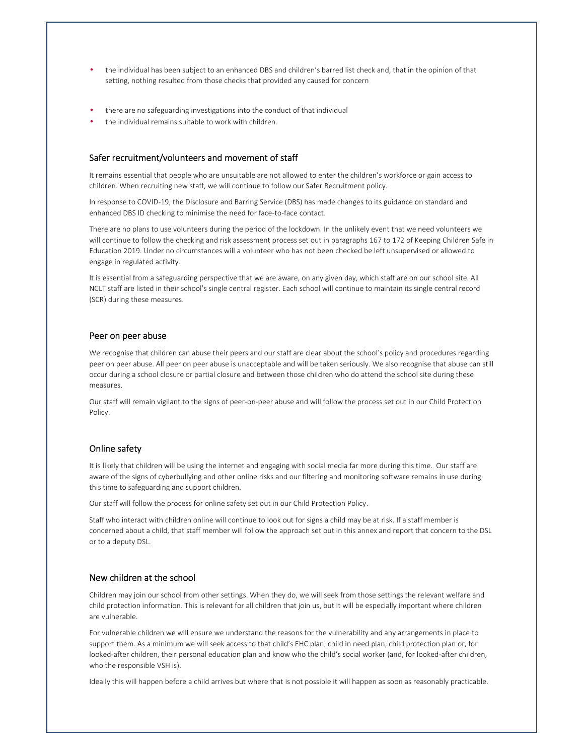- the individual has been subject to an enhanced DBS and children's barred list check and, that in the opinion of that setting, nothing resulted from those checks that provided any caused for concern
- there are no safeguarding investigations into the conduct of that individual
- the individual remains suitable to work with children.

## Safer recruitment/volunteers and movement of staff

It remains essential that people who are unsuitable are not allowed to enter the children's workforce or gain access to children. When recruiting new staff, we will continue to follow our Safer Recruitment policy.

In response to COVID-19, the Disclosure and Barring Service (DBS) has made changes to its guidance on standard and enhanced DBS ID checking to minimise the need for face-to-face contact.

There are no plans to use volunteers during the period of the lockdown. In the unlikely event that we need volunteers we will continue to follow the checking and risk assessment process set out in paragraphs 167 to 172 of Keeping Children Safe in Education 2019. Under no circumstances will a volunteer who has not been checked be left unsupervised or allowed to engage in regulated activity.

It is essential from a safeguarding perspective that we are aware, on any given day, which staff are on our school site. All NCLT staff are listed in their school's single central register. Each school will continue to maintain its single central record (SCR) during these measures.

## Peer on peer abuse

We recognise that children can abuse their peers and our staff are clear about the school's policy and procedures regarding peer on peer abuse. All peer on peer abuse is unacceptable and will be taken seriously. We also recognise that abuse can still occur during a school closure or partial closure and between those children who do attend the school site during these measures.

Our staff will remain vigilant to the signs of peer-on-peer abuse and will follow the process set out in our Child Protection Policy.

## Online safety

It is likely that children will be using the internet and engaging with social media far more during this time. Our staff are aware of the signs of cyberbullying and other online risks and our filtering and monitoring software remains in use during this time to safeguarding and support children.

Our staff will follow the process for online safety set out in our Child Protection Policy.

Staff who interact with children online will continue to look out for signs a child may be at risk. If a staff member is concerned about a child, that staff member will follow the approach set out in this annex and report that concern to the DSL or to a deputy DSL.

## New children at the school

Children may join our school from other settings. When they do, we will seek from those settings the relevant welfare and child protection information. This is relevant for all children that join us, but it will be especially important where children are vulnerable.

For vulnerable children we will ensure we understand the reasons for the vulnerability and any arrangements in place to support them. As a minimum we will seek access to that child's EHC plan, child in need plan, child protection plan or, for looked-after children, their personal education plan and know who the child's social worker (and, for looked-after children, who the responsible VSH is).

Ideally this will happen before a child arrives but where that is not possible it will happen as soon as reasonably practicable.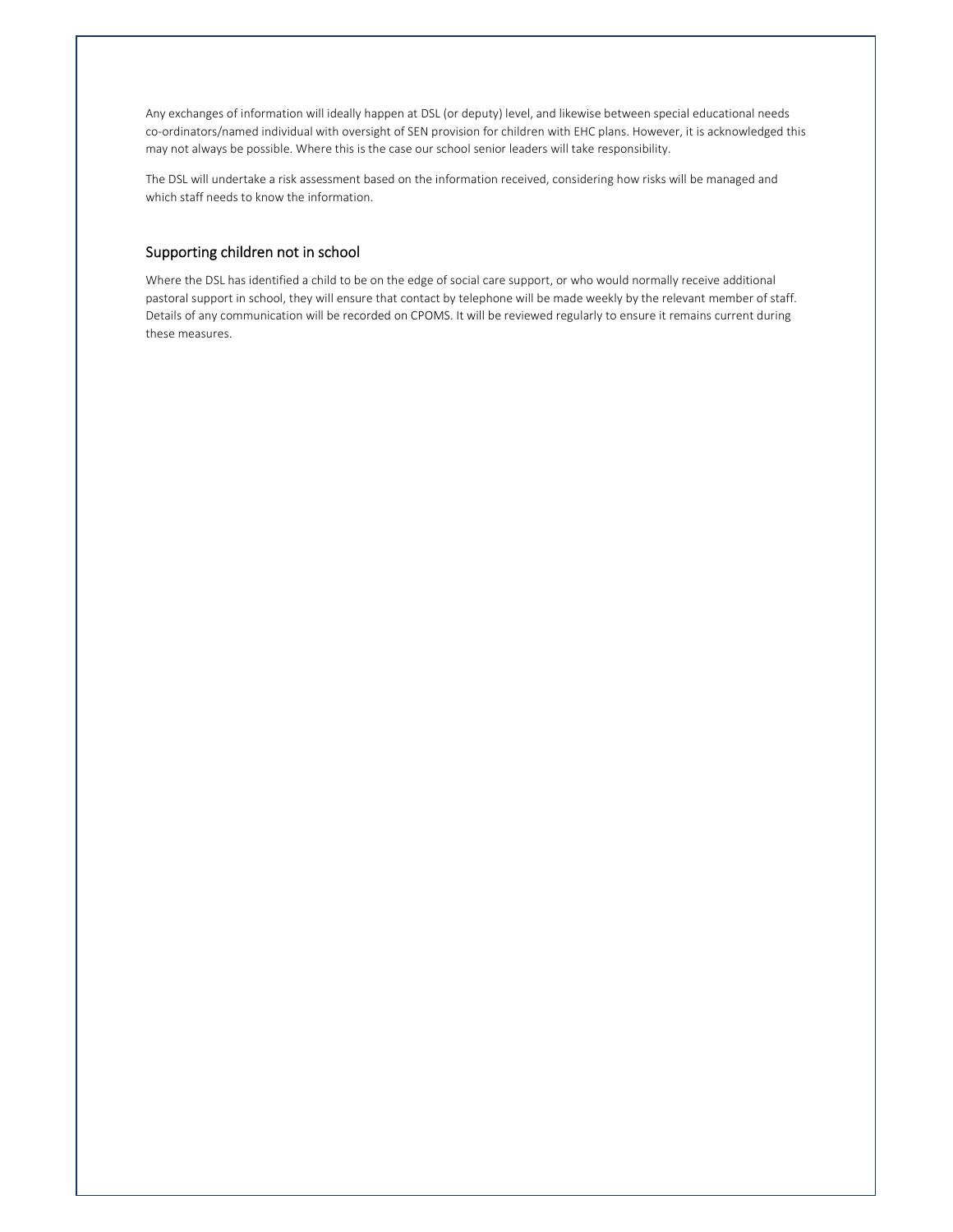Any exchanges of information will ideally happen at DSL (or deputy) level, and likewise between special educational needs co-ordinators/named individual with oversight of SEN provision for children with EHC plans. However, it is acknowledged this may not always be possible. Where this is the case our school senior leaders will take responsibility.

The DSL will undertake a risk assessment based on the information received, considering how risks will be managed and which staff needs to know the information.

## Supporting children not in school

Where the DSL has identified a child to be on the edge of social care support, or who would normally receive additional pastoral support in school, they will ensure that contact by telephone will be made weekly by the relevant member of staff. Details of any communication will be recorded on CPOMS. It will be reviewed regularly to ensure it remains current during these measures.